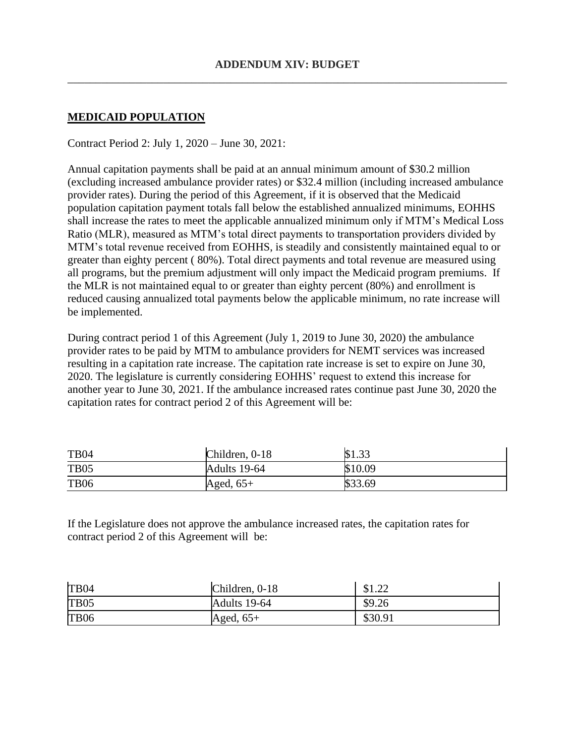## ADDENDUM XIV: BUDGET

**MEDICAID POPULATION**

Contract Period 2: July 1, 2020 – June 30, 2021:

Annual capitation payments shall be paid at an annual minimum amount of $30.2 million (excluding increased ambulance provider rates) or $32.4 million (including increased ambulance provider rates). During the period of this Agreement, if it is observed that the Medicaid population capitation payment totals fall below the established annualized minimums, EOHHS shall increase the rates to meet the applicable annualized minimum only if MTM's Medical Loss Ratio (MLR), measured as MTM's total direct payments to transportation providers divided by MTM's total revenue received from EOHHS, is steadily and consistently maintained equal to or greater than eighty percent ( 80%). Total direct payments and total revenue are measured using all programs, but the premium adjustment will only impact the Medicaid program premiums. If the MLR is not maintained equal to or greater than eighty percent (80%) and enrollment is reduced causing annualized total payments below the applicable minimum, no rate increase will be implemented.

During contract period 1 of this Agreement (July 1, 2019 to June 30, 2020) the ambulance provider rates to be paid by MTM to ambulance providers for NEMT services was increased resulting in a capitation rate increase. The capitation rate increase is set to expire on June 30, 2020. The legislature is currently considering EOHHS' request to extend this increase for another year to June 30, 2021. If the ambulance increased rates continue past June 30, 2020 the capitation rates for contract period 2 of this Agreement will be:

| | | |
|---|---|---|
| TB04 | Children, 0-18 | $1.33 |
| TB05 | Adults 19-64 | $10.09 |
| TB06 | Aged, 65+ | $33.69 |

If the Legislature does not approve the ambulance increased rates, the capitation rates for contract period 2 of this Agreement will be:

| | | |
|---|---|---|
| TB04 | Children, 0-18 | $1.22 |
| TB05 | Adults 19-64 | $9.26 |
| TB06 | Aged, 65+ | $30.91 |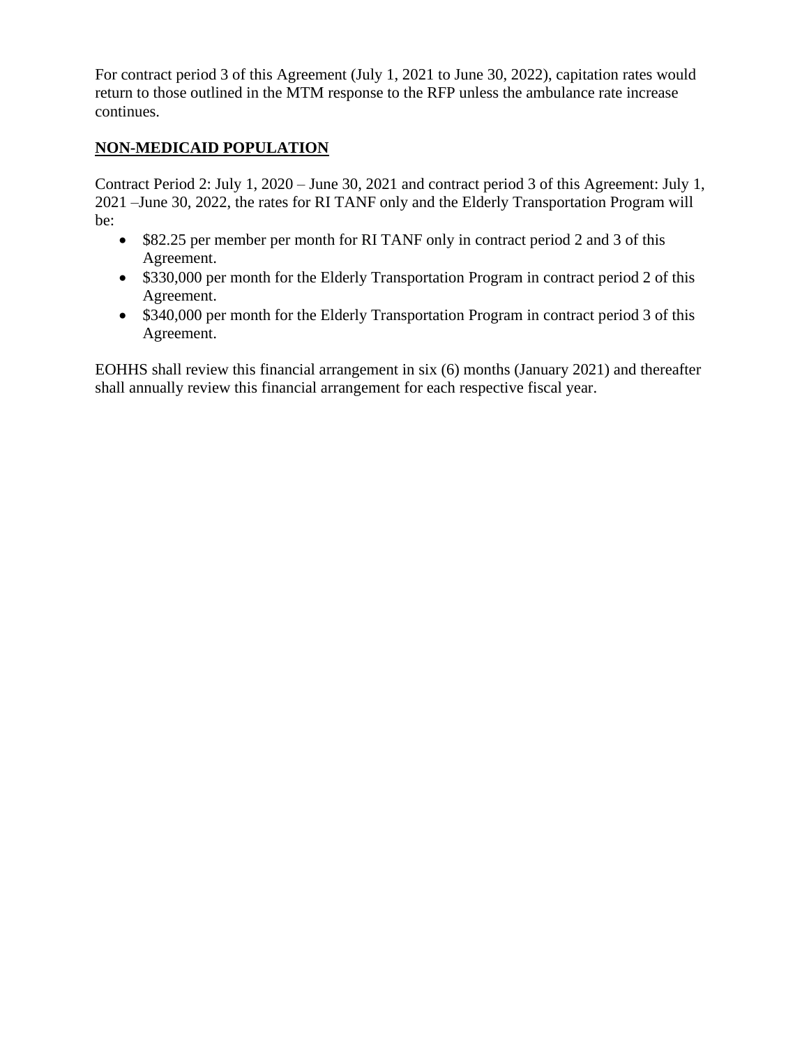For contract period 3 of this Agreement (July 1, 2021 to June 30, 2022), capitation rates would return to those outlined in the MTM response to the RFP unless the ambulance rate increase continues.

## NON-MEDICAID POPULATION

Contract Period 2: July 1, 2020 – June 30, 2021 and contract period 3 of this Agreement: July 1, 2021 –June 30, 2022, the rates for RI TANF only and the Elderly Transportation Program will be:

- $82.25 per member per month for RI TANF only in contract period 2 and 3 of this Agreement.
- $330,000 per month for the Elderly Transportation Program in contract period 2 of this Agreement.
- $340,000 per month for the Elderly Transportation Program in contract period 3 of this Agreement.

EOHHS shall review this financial arrangement in six (6) months (January 2021) and thereafter shall annually review this financial arrangement for each respective fiscal year.